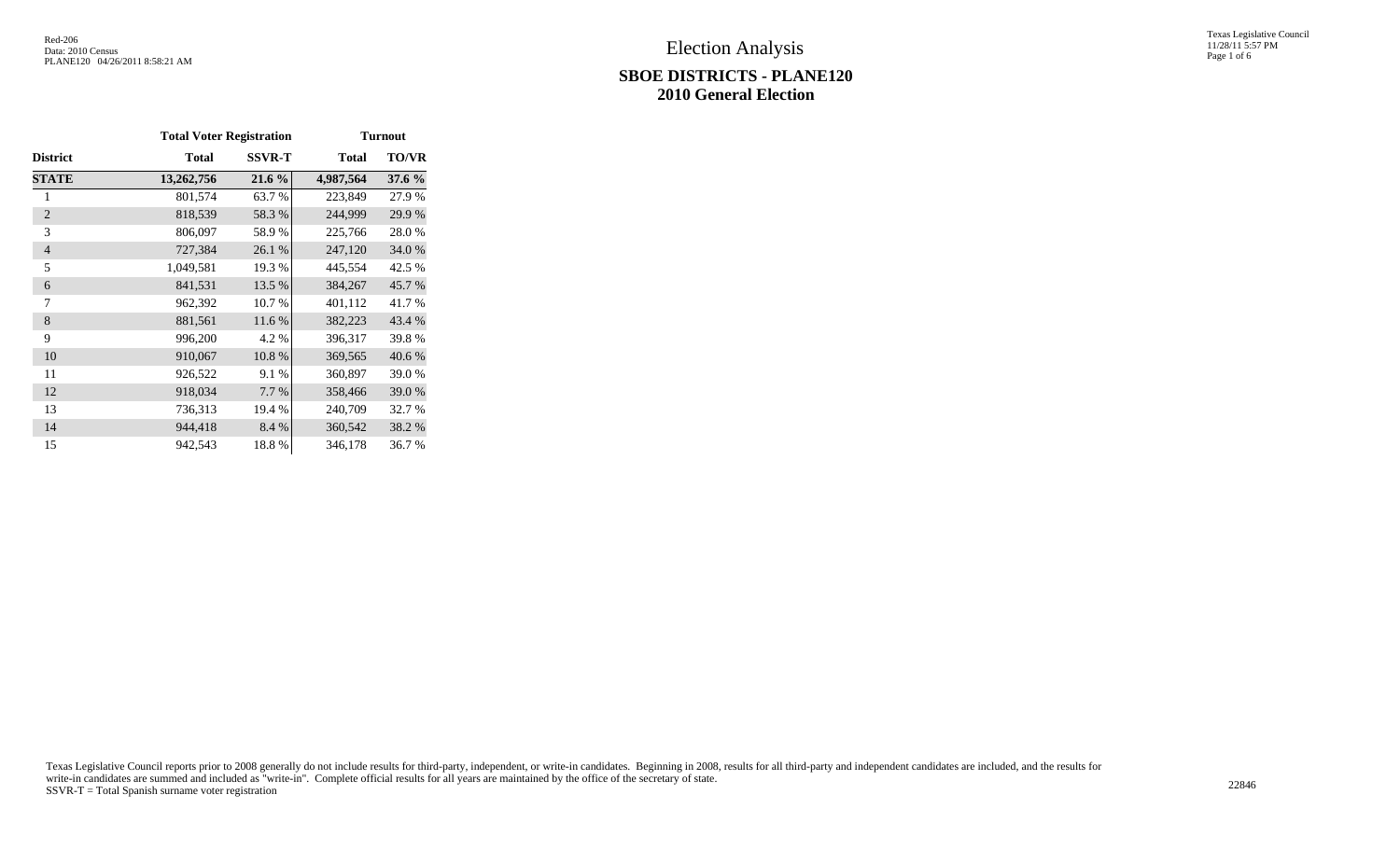Red-206
Data: 2010 Census
PLANE120 04/26/2011 8:58:21 AM

# Election Analysis

## SBOE DISTRICTS - PLANE120
## 2010 General Election

| | Total Voter Registration | | Turnout | |
|---|---|---|---|---|
| **District** | **Total** | **SSVR-T** | **Total** | **TO/VR** |
| **STATE** | **13,262,756** | **21.6 %** | **4,987,564** | **37.6 %** |
| 1 | 801,574 | 63.7 % | 223,849 | 27.9 % |
| 2 | 818,539 | 58.3 % | 244,999 | 29.9 % |
| 3 | 806,097 | 58.9 % | 225,766 | 28.0 % |
| 4 | 727,384 | 26.1 % | 247,120 | 34.0 % |
| 5 | 1,049,581 | 19.3 % | 445,554 | 42.5 % |
| 6 | 841,531 | 13.5 % | 384,267 | 45.7 % |
| 7 | 962,392 | 10.7 % | 401,112 | 41.7 % |
| 8 | 881,561 | 11.6 % | 382,223 | 43.4 % |
| 9 | 996,200 | 4.2 % | 396,317 | 39.8 % |
| 10 | 910,067 | 10.8 % | 369,565 | 40.6 % |
| 11 | 926,522 | 9.1 % | 360,897 | 39.0 % |
| 12 | 918,034 | 7.7 % | 358,466 | 39.0 % |
| 13 | 736,313 | 19.4 % | 240,709 | 32.7 % |
| 14 | 944,418 | 8.4 % | 360,542 | 38.2 % |
| 15 | 942,543 | 18.8 % | 346,178 | 36.7 % |

Texas Legislative Council reports prior to 2008 generally do not include results for third-party, independent, or write-in candidates. Beginning in 2008, results for all third-party and independent candidates are included, and the results for write-in candidates are summed and included as "write-in". Complete official results for all years are maintained by the office of the secretary of state.
SSVR-T = Total Spanish surname voter registration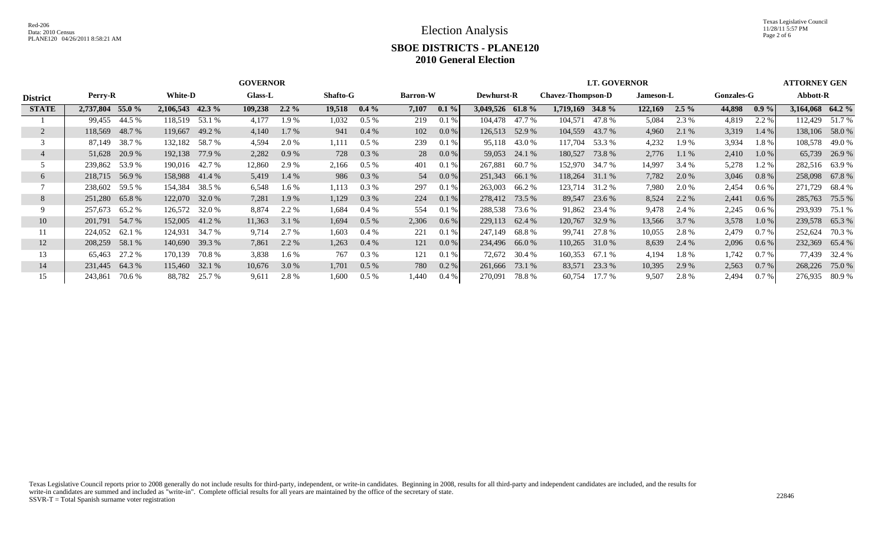# Election Analysis

## SBOE DISTRICTS - PLANE120
## 2010 General Election

| District | GOVERNOR | | | | | | | | | | LT. GOVERNOR | | | | | | | | ATTORNEY GEN | |
|---|---|---|---|---|---|---|---|---|---|---|---|---|---|---|---|---|---|---|---|---|
| | Perry-R | | White-D | | Glass-L | | Shafto-G | | Barron-W | | Dewhurst-R | | Chavez-Thompson-D | | Jameson-L | | Gonzales-G | | Abbott-R | |
| **STATE** | **2,737,804** | **55.0 %** | **2,106,543** | **42.3 %** | **109,238** | **2.2 %** | **19,518** | **0.4 %** | **7,107** | **0.1 %** | **3,049,526** | **61.8 %** | **1,719,169** | **34.8 %** | **122,169** | **2.5 %** | **44,898** | **0.9 %** | **3,164,068** | **64.2 %** |
| 1 | 99,455 | 44.5 % | 118,519 | 53.1 % | 4,177 | 1.9 % | 1,032 | 0.5 % | 219 | 0.1 % | 104,478 | 47.7 % | 104,571 | 47.8 % | 5,084 | 2.3 % | 4,819 | 2.2 % | 112,429 | 51.7 % |
| 2 | 118,569 | 48.7 % | 119,667 | 49.2 % | 4,140 | 1.7 % | 941 | 0.4 % | 102 | 0.0 % | 126,513 | 52.9 % | 104,559 | 43.7 % | 4,960 | 2.1 % | 3,319 | 1.4 % | 138,106 | 58.0 % |
| 3 | 87,149 | 38.7 % | 132,182 | 58.7 % | 4,594 | 2.0 % | 1,111 | 0.5 % | 239 | 0.1 % | 95,118 | 43.0 % | 117,704 | 53.3 % | 4,232 | 1.9 % | 3,934 | 1.8 % | 108,578 | 49.0 % |
| 4 | 51,628 | 20.9 % | 192,138 | 77.9 % | 2,282 | 0.9 % | 728 | 0.3 % | 28 | 0.0 % | 59,053 | 24.1 % | 180,527 | 73.8 % | 2,776 | 1.1 % | 2,410 | 1.0 % | 65,739 | 26.9 % |
| 5 | 239,862 | 53.9 % | 190,016 | 42.7 % | 12,860 | 2.9 % | 2,166 | 0.5 % | 401 | 0.1 % | 267,881 | 60.7 % | 152,970 | 34.7 % | 14,997 | 3.4 % | 5,278 | 1.2 % | 282,516 | 63.9 % |
| 6 | 218,715 | 56.9 % | 158,988 | 41.4 % | 5,419 | 1.4 % | 986 | 0.3 % | 54 | 0.0 % | 251,343 | 66.1 % | 118,264 | 31.1 % | 7,782 | 2.0 % | 3,046 | 0.8 % | 258,098 | 67.8 % |
| 7 | 238,602 | 59.5 % | 154,384 | 38.5 % | 6,548 | 1.6 % | 1,113 | 0.3 % | 297 | 0.1 % | 263,003 | 66.2 % | 123,714 | 31.2 % | 7,980 | 2.0 % | 2,454 | 0.6 % | 271,729 | 68.4 % |
| 8 | 251,280 | 65.8 % | 122,070 | 32.0 % | 7,281 | 1.9 % | 1,129 | 0.3 % | 224 | 0.1 % | 278,412 | 73.5 % | 89,547 | 23.6 % | 8,524 | 2.2 % | 2,441 | 0.6 % | 285,763 | 75.5 % |
| 9 | 257,673 | 65.2 % | 126,572 | 32.0 % | 8,874 | 2.2 % | 1,684 | 0.4 % | 554 | 0.1 % | 288,538 | 73.6 % | 91,862 | 23.4 % | 9,478 | 2.4 % | 2,245 | 0.6 % | 293,939 | 75.1 % |
| 10 | 201,791 | 54.7 % | 152,005 | 41.2 % | 11,363 | 3.1 % | 1,694 | 0.5 % | 2,306 | 0.6 % | 229,113 | 62.4 % | 120,767 | 32.9 % | 13,566 | 3.7 % | 3,578 | 1.0 % | 239,578 | 65.3 % |
| 11 | 224,052 | 62.1 % | 124,931 | 34.7 % | 9,714 | 2.7 % | 1,603 | 0.4 % | 221 | 0.1 % | 247,149 | 68.8 % | 99,741 | 27.8 % | 10,055 | 2.8 % | 2,479 | 0.7 % | 252,624 | 70.3 % |
| 12 | 208,259 | 58.1 % | 140,690 | 39.3 % | 7,861 | 2.2 % | 1,263 | 0.4 % | 121 | 0.0 % | 234,496 | 66.0 % | 110,265 | 31.0 % | 8,639 | 2.4 % | 2,096 | 0.6 % | 232,369 | 65.4 % |
| 13 | 65,463 | 27.2 % | 170,139 | 70.8 % | 3,838 | 1.6 % | 767 | 0.3 % | 121 | 0.1 % | 72,672 | 30.4 % | 160,353 | 67.1 % | 4,194 | 1.8 % | 1,742 | 0.7 % | 77,439 | 32.4 % |
| 14 | 231,445 | 64.3 % | 115,460 | 32.1 % | 10,676 | 3.0 % | 1,701 | 0.5 % | 780 | 0.2 % | 261,666 | 73.1 % | 83,571 | 23.3 % | 10,395 | 2.9 % | 2,563 | 0.7 % | 268,226 | 75.0 % |
| 15 | 243,861 | 70.6 % | 88,782 | 25.7 % | 9,611 | 2.8 % | 1,600 | 0.5 % | 1,440 | 0.4 % | 270,091 | 78.8 % | 60,754 | 17.7 % | 9,507 | 2.8 % | 2,494 | 0.7 % | 276,935 | 80.9 % |

Texas Legislative Council reports prior to 2008 generally do not include results for third-party, independent, or write-in candidates. Beginning in 2008, results for all third-party and independent candidates are included, and the results for write-in candidates are summed and included as "write-in". Complete official results for all years are maintained by the office of the secretary of state.

SSVR-T = Total Spanish surname voter registration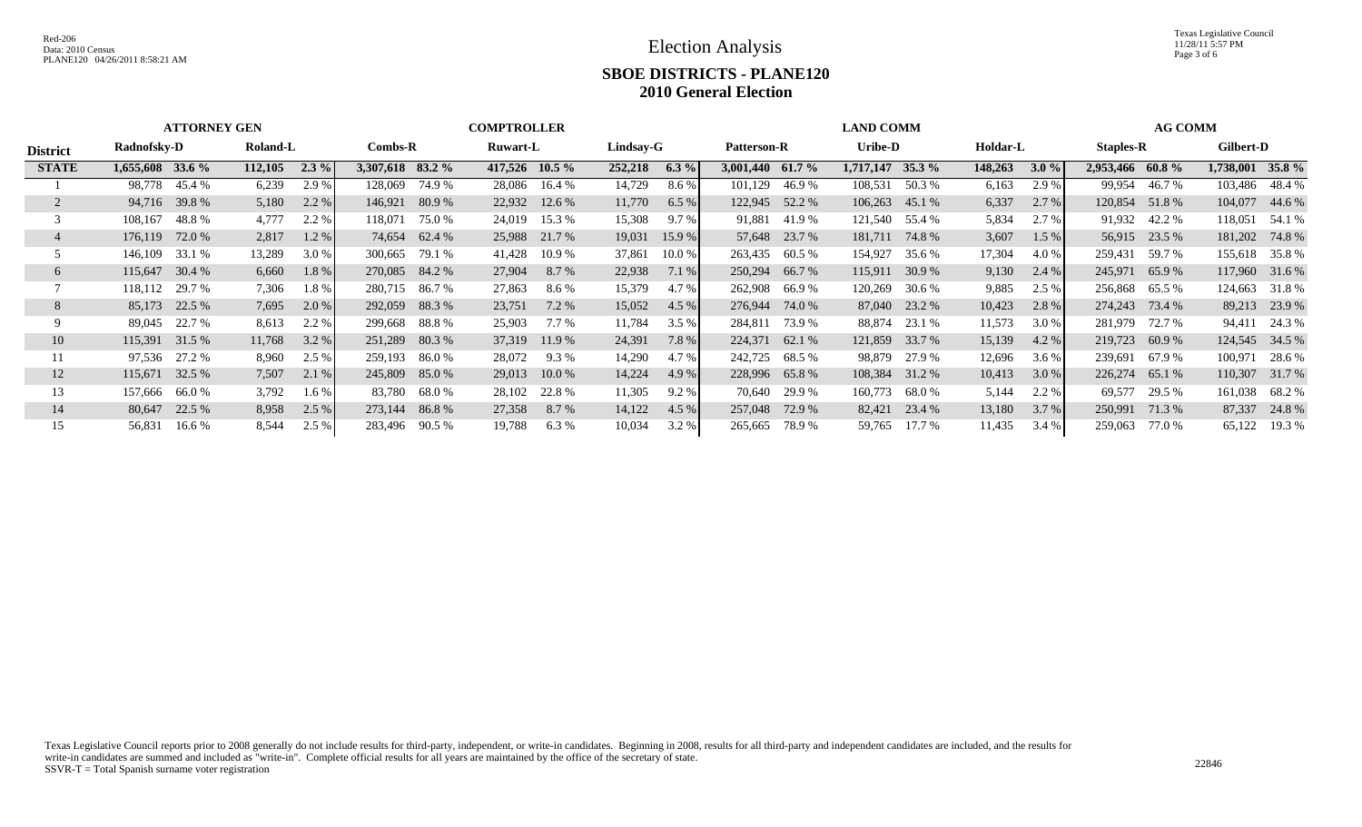# Election Analysis

## SBOE DISTRICTS - PLANE120
## 2010 General Election

| District | ATTORNEY GEN | | | | COMPTROLLER | | | | | | LAND COMM | | | | | | AG COMM | | | |
|---|---|---|---|---|---|---|---|---|---|---|---|---|---|---|---|---|---|---|---|---|
| | Radnofsky-D | | Roland-L | | Combs-R | | Ruwart-L | | Lindsay-G | | Patterson-R | | Uribe-D | | Holdar-L | | Staples-R | | Gilbert-D | |
| **STATE** | **1,655,608** | **33.6 %** | **112,105** | **2.3 %** | **3,307,618** | **83.2 %** | **417,526** | **10.5 %** | **252,218** | **6.3 %** | **3,001,440** | **61.7 %** | **1,717,147** | **35.3 %** | **148,263** | **3.0 %** | **2,953,466** | **60.8 %** | **1,738,001** | **35.8 %** |
| 1 | 98,778 | 45.4 % | 6,239 | 2.9 % | 128,069 | 74.9 % | 28,086 | 16.4 % | 14,729 | 8.6 % | 101,129 | 46.9 % | 108,531 | 50.3 % | 6,163 | 2.9 % | 99,954 | 46.7 % | 103,486 | 48.4 % |
| 2 | 94,716 | 39.8 % | 5,180 | 2.2 % | 146,921 | 80.9 % | 22,932 | 12.6 % | 11,770 | 6.5 % | 122,945 | 52.2 % | 106,263 | 45.1 % | 6,337 | 2.7 % | 120,854 | 51.8 % | 104,077 | 44.6 % |
| 3 | 108,167 | 48.8 % | 4,777 | 2.2 % | 118,071 | 75.0 % | 24,019 | 15.3 % | 15,308 | 9.7 % | 91,881 | 41.9 % | 121,540 | 55.4 % | 5,834 | 2.7 % | 91,932 | 42.2 % | 118,051 | 54.1 % |
| 4 | 176,119 | 72.0 % | 2,817 | 1.2 % | 74,654 | 62.4 % | 25,988 | 21.7 % | 19,031 | 15.9 % | 57,648 | 23.7 % | 181,711 | 74.8 % | 3,607 | 1.5 % | 56,915 | 23.5 % | 181,202 | 74.8 % |
| 5 | 146,109 | 33.1 % | 13,289 | 3.0 % | 300,665 | 79.1 % | 41,428 | 10.9 % | 37,861 | 10.0 % | 263,435 | 60.5 % | 154,927 | 35.6 % | 17,304 | 4.0 % | 259,431 | 59.7 % | 155,618 | 35.8 % |
| 6 | 115,647 | 30.4 % | 6,660 | 1.8 % | 270,085 | 84.2 % | 27,904 | 8.7 % | 22,938 | 7.1 % | 250,294 | 66.7 % | 115,911 | 30.9 % | 9,130 | 2.4 % | 245,971 | 65.9 % | 117,960 | 31.6 % |
| 7 | 118,112 | 29.7 % | 7,306 | 1.8 % | 280,715 | 86.7 % | 27,863 | 8.6 % | 15,379 | 4.7 % | 262,908 | 66.9 % | 120,269 | 30.6 % | 9,885 | 2.5 % | 256,868 | 65.5 % | 124,663 | 31.8 % |
| 8 | 85,173 | 22.5 % | 7,695 | 2.0 % | 292,059 | 88.3 % | 23,751 | 7.2 % | 15,052 | 4.5 % | 276,944 | 74.0 % | 87,040 | 23.2 % | 10,423 | 2.8 % | 274,243 | 73.4 % | 89,213 | 23.9 % |
| 9 | 89,045 | 22.7 % | 8,613 | 2.2 % | 299,668 | 88.8 % | 25,903 | 7.7 % | 11,784 | 3.5 % | 284,811 | 73.9 % | 88,874 | 23.1 % | 11,573 | 3.0 % | 281,979 | 72.7 % | 94,411 | 24.3 % |
| 10 | 115,391 | 31.5 % | 11,768 | 3.2 % | 251,289 | 80.3 % | 37,319 | 11.9 % | 24,391 | 7.8 % | 224,371 | 62.1 % | 121,859 | 33.7 % | 15,139 | 4.2 % | 219,723 | 60.9 % | 124,545 | 34.5 % |
| 11 | 97,536 | 27.2 % | 8,960 | 2.5 % | 259,193 | 86.0 % | 28,072 | 9.3 % | 14,290 | 4.7 % | 242,725 | 68.5 % | 98,879 | 27.9 % | 12,696 | 3.6 % | 239,691 | 67.9 % | 100,971 | 28.6 % |
| 12 | 115,671 | 32.5 % | 7,507 | 2.1 % | 245,809 | 85.0 % | 29,013 | 10.0 % | 14,224 | 4.9 % | 228,996 | 65.8 % | 108,384 | 31.2 % | 10,413 | 3.0 % | 226,274 | 65.1 % | 110,307 | 31.7 % |
| 13 | 157,666 | 66.0 % | 3,792 | 1.6 % | 83,780 | 68.0 % | 28,102 | 22.8 % | 11,305 | 9.2 % | 70,640 | 29.9 % | 160,773 | 68.0 % | 5,144 | 2.2 % | 69,577 | 29.5 % | 161,038 | 68.2 % |
| 14 | 80,647 | 22.5 % | 8,958 | 2.5 % | 273,144 | 86.8 % | 27,358 | 8.7 % | 14,122 | 4.5 % | 257,048 | 72.9 % | 82,421 | 23.4 % | 13,180 | 3.7 % | 250,991 | 71.3 % | 87,337 | 24.8 % |
| 15 | 56,831 | 16.6 % | 8,544 | 2.5 % | 283,496 | 90.5 % | 19,788 | 6.3 % | 10,034 | 3.2 % | 265,665 | 78.9 % | 59,765 | 17.7 % | 11,435 | 3.4 % | 259,063 | 77.0 % | 65,122 | 19.3 % |

Texas Legislative Council reports prior to 2008 generally do not include results for third-party, independent, or write-in candidates. Beginning in 2008, results for all third-party and independent candidates are included, and the results for write-in candidates are summed and included as "write-in". Complete official results for all years are maintained by the office of the secretary of state.
SSVR-T = Total Spanish surname voter registration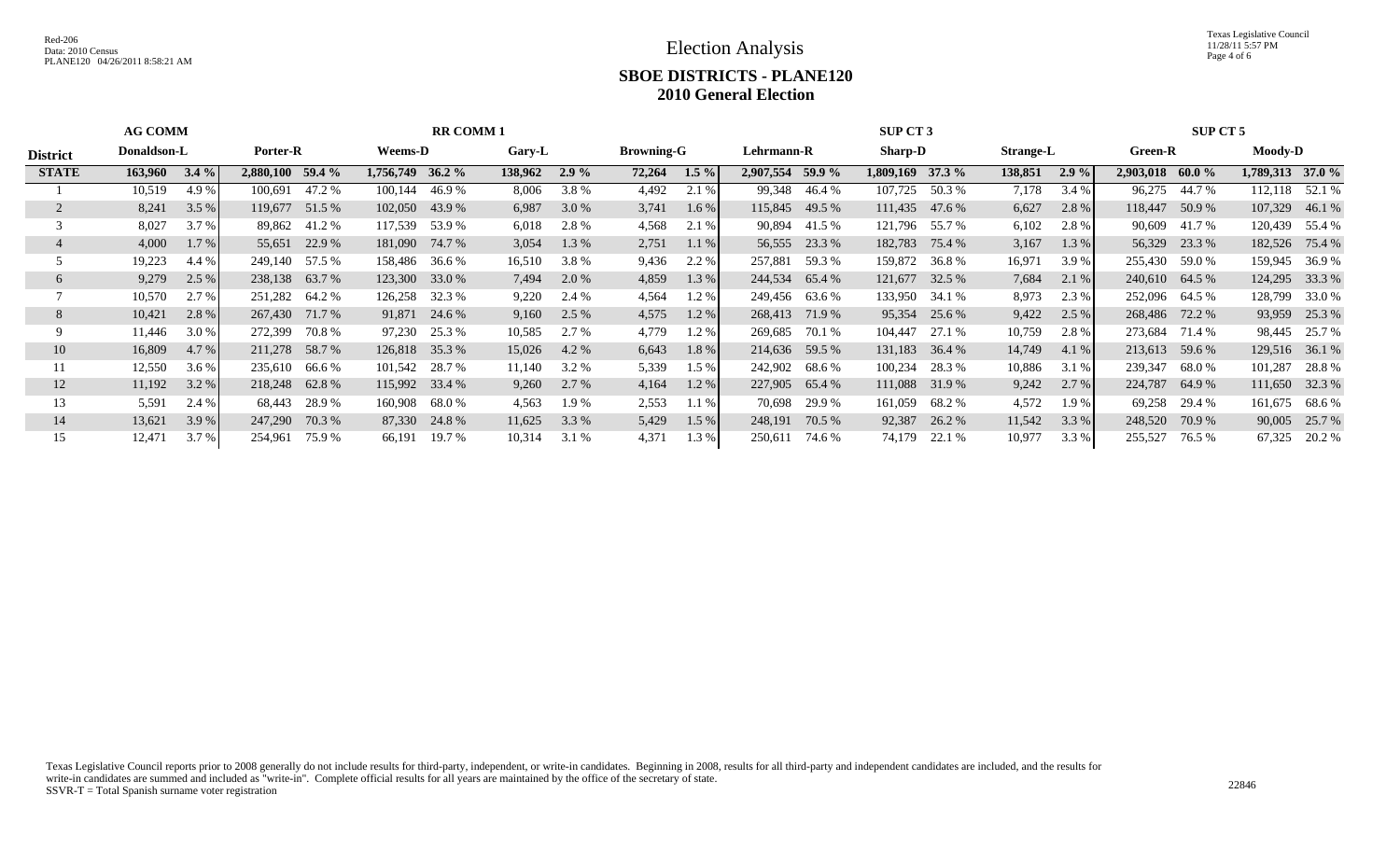# Election Analysis

## SBOE DISTRICTS - PLANE120

## 2010 General Election

| District | AG COMM | | RR COMM 1 | | | | | | | | SUP CT 3 | | | | | | SUP CT 5 | | | |
|---|---|---|---|---|---|---|---|---|---|---|---|---|---|---|---|---|---|---|---|---|
| | Donaldson-L | | Porter-R | | Weems-D | | Gary-L | | Browning-G | | Lehrmann-R | | Sharp-D | | Strange-L | | Green-R | | Moody-D | |
| **STATE** | **163,960** | **3.4 %** | **2,880,100** | **59.4 %** | **1,756,749** | **36.2 %** | **138,962** | **2.9 %** | **72,264** | **1.5 %** | **2,907,554** | **59.9 %** | **1,809,169** | **37.3 %** | **138,851** | **2.9 %** | **2,903,018** | **60.0 %** | **1,789,313** | **37.0 %** |
| 1 | 10,519 | 4.9 % | 100,691 | 47.2 % | 100,144 | 46.9 % | 8,006 | 3.8 % | 4,492 | 2.1 % | 99,348 | 46.4 % | 107,725 | 50.3 % | 7,178 | 3.4 % | 96,275 | 44.7 % | 112,118 | 52.1 % |
| 2 | 8,241 | 3.5 % | 119,677 | 51.5 % | 102,050 | 43.9 % | 6,987 | 3.0 % | 3,741 | 1.6 % | 115,845 | 49.5 % | 111,435 | 47.6 % | 6,627 | 2.8 % | 118,447 | 50.9 % | 107,329 | 46.1 % |
| 3 | 8,027 | 3.7 % | 89,862 | 41.2 % | 117,539 | 53.9 % | 6,018 | 2.8 % | 4,568 | 2.1 % | 90,894 | 41.5 % | 121,796 | 55.7 % | 6,102 | 2.8 % | 90,609 | 41.7 % | 120,439 | 55.4 % |
| 4 | 4,000 | 1.7 % | 55,651 | 22.9 % | 181,090 | 74.7 % | 3,054 | 1.3 % | 2,751 | 1.1 % | 56,555 | 23.3 % | 182,783 | 75.4 % | 3,167 | 1.3 % | 56,329 | 23.3 % | 182,526 | 75.4 % |
| 5 | 19,223 | 4.4 % | 249,140 | 57.5 % | 158,486 | 36.6 % | 16,510 | 3.8 % | 9,436 | 2.2 % | 257,881 | 59.3 % | 159,872 | 36.8 % | 16,971 | 3.9 % | 255,430 | 59.0 % | 159,945 | 36.9 % |
| 6 | 9,279 | 2.5 % | 238,138 | 63.7 % | 123,300 | 33.0 % | 7,494 | 2.0 % | 4,859 | 1.3 % | 244,534 | 65.4 % | 121,677 | 32.5 % | 7,684 | 2.1 % | 240,610 | 64.5 % | 124,295 | 33.3 % |
| 7 | 10,570 | 2.7 % | 251,282 | 64.2 % | 126,258 | 32.3 % | 9,220 | 2.4 % | 4,564 | 1.2 % | 249,456 | 63.6 % | 133,950 | 34.1 % | 8,973 | 2.3 % | 252,096 | 64.5 % | 128,799 | 33.0 % |
| 8 | 10,421 | 2.8 % | 267,430 | 71.7 % | 91,871 | 24.6 % | 9,160 | 2.5 % | 4,575 | 1.2 % | 268,413 | 71.9 % | 95,354 | 25.6 % | 9,422 | 2.5 % | 268,486 | 72.2 % | 93,959 | 25.3 % |
| 9 | 11,446 | 3.0 % | 272,399 | 70.8 % | 97,230 | 25.3 % | 10,585 | 2.7 % | 4,779 | 1.2 % | 269,685 | 70.1 % | 104,447 | 27.1 % | 10,759 | 2.8 % | 273,684 | 71.4 % | 98,445 | 25.7 % |
| 10 | 16,809 | 4.7 % | 211,278 | 58.7 % | 126,818 | 35.3 % | 15,026 | 4.2 % | 6,643 | 1.8 % | 214,636 | 59.5 % | 131,183 | 36.4 % | 14,749 | 4.1 % | 213,613 | 59.6 % | 129,516 | 36.1 % |
| 11 | 12,550 | 3.6 % | 235,610 | 66.6 % | 101,542 | 28.7 % | 11,140 | 3.2 % | 5,339 | 1.5 % | 242,902 | 68.6 % | 100,234 | 28.3 % | 10,886 | 3.1 % | 239,347 | 68.0 % | 101,287 | 28.8 % |
| 12 | 11,192 | 3.2 % | 218,248 | 62.8 % | 115,992 | 33.4 % | 9,260 | 2.7 % | 4,164 | 1.2 % | 227,905 | 65.4 % | 111,088 | 31.9 % | 9,242 | 2.7 % | 224,787 | 64.9 % | 111,650 | 32.3 % |
| 13 | 5,591 | 2.4 % | 68,443 | 28.9 % | 160,908 | 68.0 % | 4,563 | 1.9 % | 2,553 | 1.1 % | 70,698 | 29.9 % | 161,059 | 68.2 % | 4,572 | 1.9 % | 69,258 | 29.4 % | 161,675 | 68.6 % |
| 14 | 13,621 | 3.9 % | 247,290 | 70.3 % | 87,330 | 24.8 % | 11,625 | 3.3 % | 5,429 | 1.5 % | 248,191 | 70.5 % | 92,387 | 26.2 % | 11,542 | 3.3 % | 248,520 | 70.9 % | 90,005 | 25.7 % |
| 15 | 12,471 | 3.7 % | 254,961 | 75.9 % | 66,191 | 19.7 % | 10,314 | 3.1 % | 4,371 | 1.3 % | 250,611 | 74.6 % | 74,179 | 22.1 % | 10,977 | 3.3 % | 255,527 | 76.5 % | 67,325 | 20.2 % |

Texas Legislative Council reports prior to 2008 generally do not include results for third-party, independent, or write-in candidates. Beginning in 2008, results for all third-party and independent candidates are included, and the results for write-in candidates are summed and included as "write-in". Complete official results for all years are maintained by the office of the secretary of state.

SSVR-T = Total Spanish surname voter registration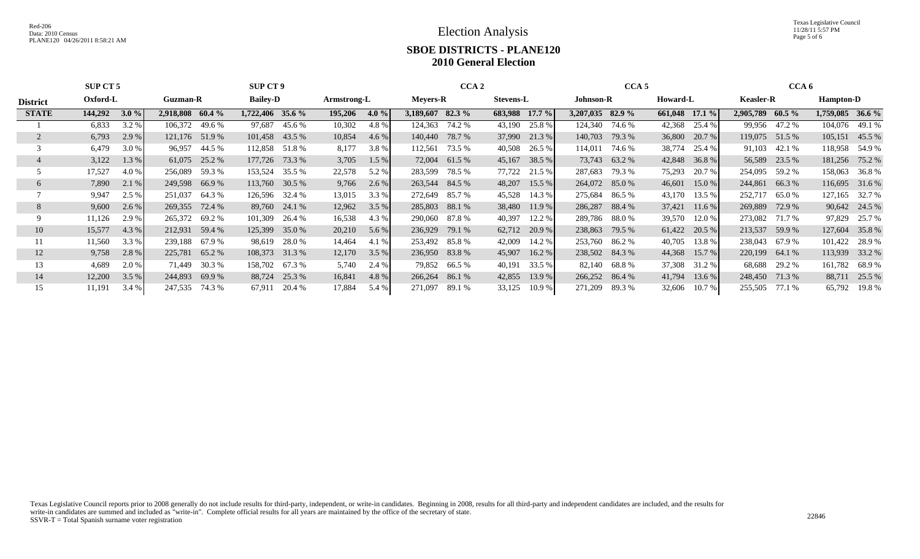# Election Analysis

## SBOE DISTRICTS - PLANE120
## 2010 General Election

| District | SUP CT 5 Oxford-L | | Guzman-R | | SUP CT 9 Bailey-D | | Armstrong-L | | CCA 2 Meyers-R | | Stevens-L | | CCA 5 Johnson-R | | Howard-L | | CCA 6 Keasler-R | | Hampton-D | |
|---|---|---|---|---|---|---|---|---|---|---|---|---|---|---|---|---|---|---|---|---|
| **STATE** | **144,292** | **3.0 %** | **2,918,808** | **60.4 %** | **1,722,406** | **35.6 %** | **195,206** | **4.0 %** | **3,189,607** | **82.3 %** | **683,988** | **17.7 %** | **3,207,035** | **82.9 %** | **661,048** | **17.1 %** | **2,905,789** | **60.5 %** | **1,759,085** | **36.6 %** |
| 1 | 6,833 | 3.2 % | 106,372 | 49.6 % | 97,687 | 45.6 % | 10,302 | 4.8 % | 124,363 | 74.2 % | 43,190 | 25.8 % | 124,340 | 74.6 % | 42,368 | 25.4 % | 99,956 | 47.2 % | 104,076 | 49.1 % |
| 2 | 6,793 | 2.9 % | 121,176 | 51.9 % | 101,458 | 43.5 % | 10,854 | 4.6 % | 140,440 | 78.7 % | 37,990 | 21.3 % | 140,703 | 79.3 % | 36,800 | 20.7 % | 119,075 | 51.5 % | 105,151 | 45.5 % |
| 3 | 6,479 | 3.0 % | 96,957 | 44.5 % | 112,858 | 51.8 % | 8,177 | 3.8 % | 112,561 | 73.5 % | 40,508 | 26.5 % | 114,011 | 74.6 % | 38,774 | 25.4 % | 91,103 | 42.1 % | 118,958 | 54.9 % |
| 4 | 3,122 | 1.3 % | 61,075 | 25.2 % | 177,726 | 73.3 % | 3,705 | 1.5 % | 72,004 | 61.5 % | 45,167 | 38.5 % | 73,743 | 63.2 % | 42,848 | 36.8 % | 56,589 | 23.5 % | 181,256 | 75.2 % |
| 5 | 17,527 | 4.0 % | 256,089 | 59.3 % | 153,524 | 35.5 % | 22,578 | 5.2 % | 283,599 | 78.5 % | 77,722 | 21.5 % | 287,683 | 79.3 % | 75,293 | 20.7 % | 254,095 | 59.2 % | 158,063 | 36.8 % |
| 6 | 7,890 | 2.1 % | 249,598 | 66.9 % | 113,760 | 30.5 % | 9,766 | 2.6 % | 263,544 | 84.5 % | 48,207 | 15.5 % | 264,072 | 85.0 % | 46,601 | 15.0 % | 244,861 | 66.3 % | 116,695 | 31.6 % |
| 7 | 9,947 | 2.5 % | 251,037 | 64.3 % | 126,596 | 32.4 % | 13,015 | 3.3 % | 272,649 | 85.7 % | 45,528 | 14.3 % | 275,684 | 86.5 % | 43,170 | 13.5 % | 252,717 | 65.0 % | 127,165 | 32.7 % |
| 8 | 9,600 | 2.6 % | 269,355 | 72.4 % | 89,760 | 24.1 % | 12,962 | 3.5 % | 285,803 | 88.1 % | 38,480 | 11.9 % | 286,287 | 88.4 % | 37,421 | 11.6 % | 269,889 | 72.9 % | 90,642 | 24.5 % |
| 9 | 11,126 | 2.9 % | 265,372 | 69.2 % | 101,309 | 26.4 % | 16,538 | 4.3 % | 290,060 | 87.8 % | 40,397 | 12.2 % | 289,786 | 88.0 % | 39,570 | 12.0 % | 273,082 | 71.7 % | 97,829 | 25.7 % |
| 10 | 15,577 | 4.3 % | 212,931 | 59.4 % | 125,399 | 35.0 % | 20,210 | 5.6 % | 236,929 | 79.1 % | 62,712 | 20.9 % | 238,863 | 79.5 % | 61,422 | 20.5 % | 213,537 | 59.9 % | 127,604 | 35.8 % |
| 11 | 11,560 | 3.3 % | 239,188 | 67.9 % | 98,619 | 28.0 % | 14,464 | 4.1 % | 253,492 | 85.8 % | 42,009 | 14.2 % | 253,760 | 86.2 % | 40,705 | 13.8 % | 238,043 | 67.9 % | 101,422 | 28.9 % |
| 12 | 9,758 | 2.8 % | 225,781 | 65.2 % | 108,373 | 31.3 % | 12,170 | 3.5 % | 236,950 | 83.8 % | 45,907 | 16.2 % | 238,502 | 84.3 % | 44,368 | 15.7 % | 220,199 | 64.1 % | 113,939 | 33.2 % |
| 13 | 4,689 | 2.0 % | 71,449 | 30.3 % | 158,702 | 67.3 % | 5,740 | 2.4 % | 79,852 | 66.5 % | 40,191 | 33.5 % | 82,140 | 68.8 % | 37,308 | 31.2 % | 68,688 | 29.2 % | 161,782 | 68.9 % |
| 14 | 12,200 | 3.5 % | 244,893 | 69.9 % | 88,724 | 25.3 % | 16,841 | 4.8 % | 266,264 | 86.1 % | 42,855 | 13.9 % | 266,252 | 86.4 % | 41,794 | 13.6 % | 248,450 | 71.3 % | 88,711 | 25.5 % |
| 15 | 11,191 | 3.4 % | 247,535 | 74.3 % | 67,911 | 20.4 % | 17,884 | 5.4 % | 271,097 | 89.1 % | 33,125 | 10.9 % | 271,209 | 89.3 % | 32,606 | 10.7 % | 255,505 | 77.1 % | 65,792 | 19.8 % |

Texas Legislative Council reports prior to 2008 generally do not include results for third-party, independent, or write-in candidates. Beginning in 2008, results for all third-party and independent candidates are included, and the results for write-in candidates are summed and included as "write-in". Complete official results for all years are maintained by the office of the secretary of state.
SSVR-T = Total Spanish surname voter registration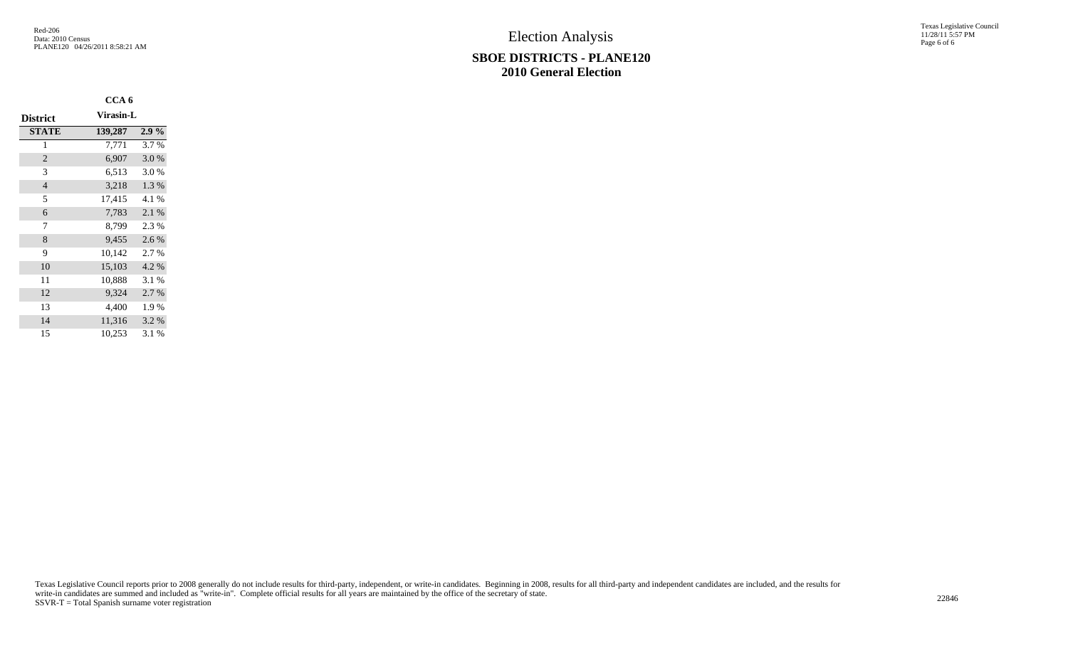# Election Analysis

## SBOE DISTRICTS - PLANE120
## 2010 General Election

| District | CCA 6 Virasin-L | |
|---|---|---|
| **STATE** | **139,287** | **2.9 %** |
| 1 | 7,771 | 3.7 % |
| 2 | 6,907 | 3.0 % |
| 3 | 6,513 | 3.0 % |
| 4 | 3,218 | 1.3 % |
| 5 | 17,415 | 4.1 % |
| 6 | 7,783 | 2.1 % |
| 7 | 8,799 | 2.3 % |
| 8 | 9,455 | 2.6 % |
| 9 | 10,142 | 2.7 % |
| 10 | 15,103 | 4.2 % |
| 11 | 10,888 | 3.1 % |
| 12 | 9,324 | 2.7 % |
| 13 | 4,400 | 1.9 % |
| 14 | 11,316 | 3.2 % |
| 15 | 10,253 | 3.1 % |

Texas Legislative Council reports prior to 2008 generally do not include results for third-party, independent, or write-in candidates. Beginning in 2008, results for all third-party and independent candidates are included, and the results for write-in candidates are summed and included as "write-in". Complete official results for all years are maintained by the office of the secretary of state.
SSVR-T = Total Spanish surname voter registration